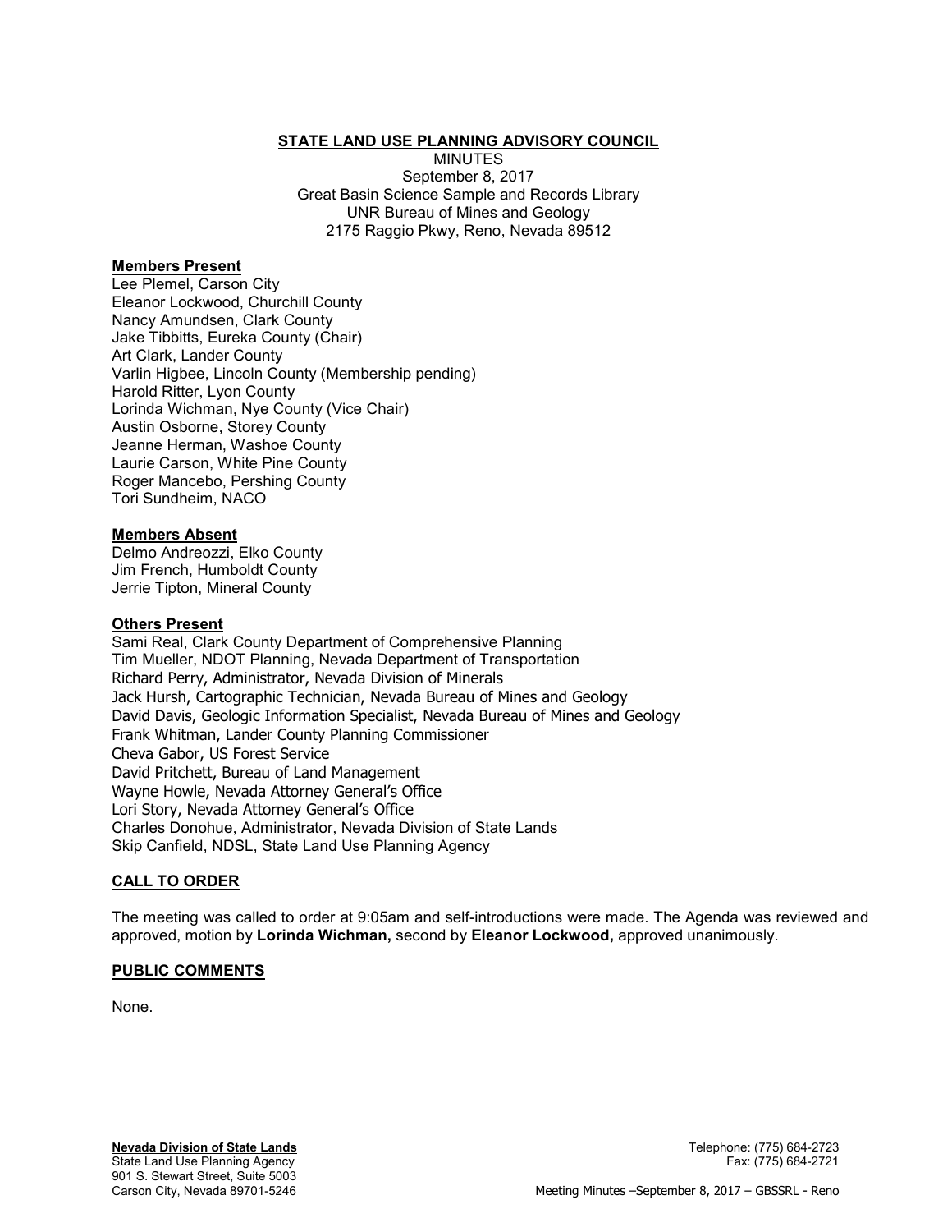# STATE LAND USE PLANNING ADVISORY COUNCIL

MINUTES
September 8, 2017
Great Basin Science Sample and Records Library
UNR Bureau of Mines and Geology
2175 Raggio Pkwy, Reno, Nevada 89512

**Members Present**

Lee Plemel, Carson City
Eleanor Lockwood, Churchill County
Nancy Amundsen, Clark County
Jake Tibbitts, Eureka County (Chair)
Art Clark, Lander County
Varlin Higbee, Lincoln County (Membership pending)
Harold Ritter, Lyon County
Lorinda Wichman, Nye County (Vice Chair)
Austin Osborne, Storey County
Jeanne Herman, Washoe County
Laurie Carson, White Pine County
Roger Mancebo, Pershing County
Tori Sundheim, NACO

**Members Absent**

Delmo Andreozzi, Elko County
Jim French, Humboldt County
Jerrie Tipton, Mineral County

**Others Present**

Sami Real, Clark County Department of Comprehensive Planning
Tim Mueller, NDOT Planning, Nevada Department of Transportation
Richard Perry, Administrator, Nevada Division of Minerals
Jack Hursh, Cartographic Technician, Nevada Bureau of Mines and Geology
David Davis, Geologic Information Specialist, Nevada Bureau of Mines and Geology
Frank Whitman, Lander County Planning Commissioner
Cheva Gabor, US Forest Service
David Pritchett, Bureau of Land Management
Wayne Howle, Nevada Attorney General's Office
Lori Story, Nevada Attorney General's Office
Charles Donohue, Administrator, Nevada Division of State Lands
Skip Canfield, NDSL, State Land Use Planning Agency

## CALL TO ORDER

The meeting was called to order at 9:05am and self-introductions were made. The Agenda was reviewed and approved, motion by **Lorinda Wichman,** second by **Eleanor Lockwood,** approved unanimously.

## PUBLIC COMMENTS

None.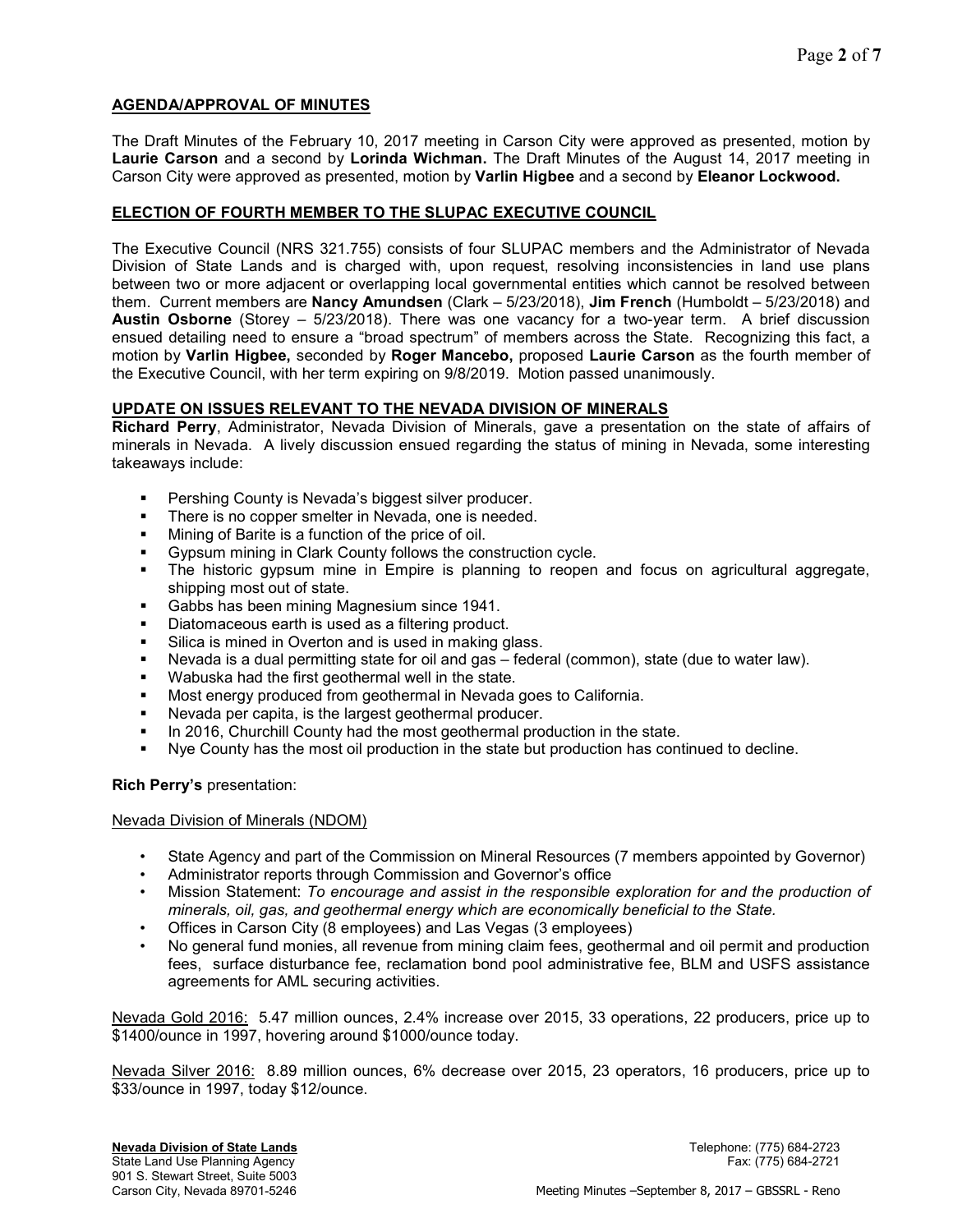## AGENDA/APPROVAL OF MINUTES

The Draft Minutes of the February 10, 2017 meeting in Carson City were approved as presented, motion by **Laurie Carson** and a second by **Lorinda Wichman.** The Draft Minutes of the August 14, 2017 meeting in Carson City were approved as presented, motion by **Varlin Higbee** and a second by **Eleanor Lockwood.**

## ELECTION OF FOURTH MEMBER TO THE SLUPAC EXECUTIVE COUNCIL

The Executive Council (NRS 321.755) consists of four SLUPAC members and the Administrator of Nevada Division of State Lands and is charged with, upon request, resolving inconsistencies in land use plans between two or more adjacent or overlapping local governmental entities which cannot be resolved between them. Current members are **Nancy Amundsen** (Clark – 5/23/2018), **Jim French** (Humboldt – 5/23/2018) and **Austin Osborne** (Storey – 5/23/2018). There was one vacancy for a two-year term. A brief discussion ensued detailing need to ensure a "broad spectrum" of members across the State. Recognizing this fact, a motion by **Varlin Higbee,** seconded by **Roger Mancebo,** proposed **Laurie Carson** as the fourth member of the Executive Council, with her term expiring on 9/8/2019. Motion passed unanimously.

## UPDATE ON ISSUES RELEVANT TO THE NEVADA DIVISION OF MINERALS

**Richard Perry**, Administrator, Nevada Division of Minerals, gave a presentation on the state of affairs of minerals in Nevada. A lively discussion ensued regarding the status of mining in Nevada, some interesting takeaways include:

- Pershing County is Nevada's biggest silver producer.
- There is no copper smelter in Nevada, one is needed.
- Mining of Barite is a function of the price of oil.
- Gypsum mining in Clark County follows the construction cycle.
- The historic gypsum mine in Empire is planning to reopen and focus on agricultural aggregate, shipping most out of state.
- Gabbs has been mining Magnesium since 1941.
- Diatomaceous earth is used as a filtering product.
- Silica is mined in Overton and is used in making glass.
- Nevada is a dual permitting state for oil and gas – federal (common), state (due to water law).
- Wabuska had the first geothermal well in the state.
- Most energy produced from geothermal in Nevada goes to California.
- Nevada per capita, is the largest geothermal producer.
- In 2016, Churchill County had the most geothermal production in the state.
- Nye County has the most oil production in the state but production has continued to decline.

**Rich Perry's** presentation:

Nevada Division of Minerals (NDOM)

- State Agency and part of the Commission on Mineral Resources (7 members appointed by Governor)
- Administrator reports through Commission and Governor's office
- Mission Statement: *To encourage and assist in the responsible exploration for and the production of minerals, oil, gas, and geothermal energy which are economically beneficial to the State.*
- Offices in Carson City (8 employees) and Las Vegas (3 employees)
- No general fund monies, all revenue from mining claim fees, geothermal and oil permit and production fees, surface disturbance fee, reclamation bond pool administrative fee, BLM and USFS assistance agreements for AML securing activities.

Nevada Gold 2016: 5.47 million ounces, 2.4% increase over 2015, 33 operations, 22 producers, price up to \$1400/ounce in 1997, hovering around \$1000/ounce today.

Nevada Silver 2016: 8.89 million ounces, 6% decrease over 2015, 23 operators, 16 producers, price up to \$33/ounce in 1997, today \$12/ounce.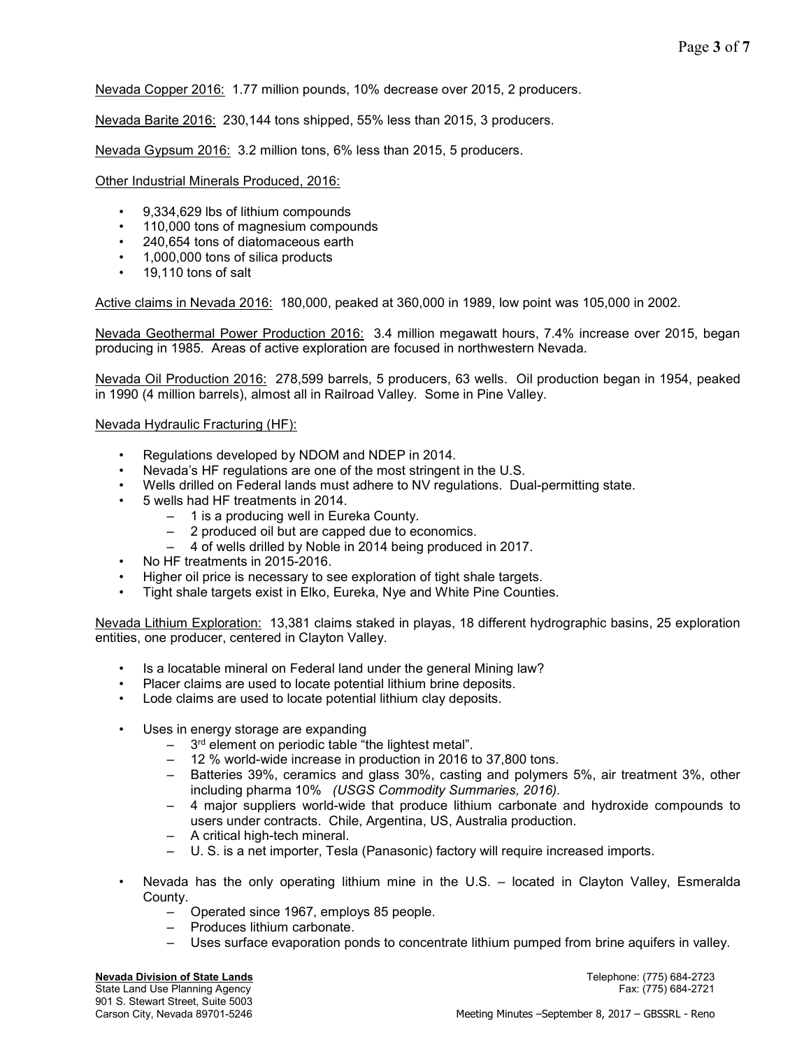<u>Nevada Copper 2016:</u> 1.77 million pounds, 10% decrease over 2015, 2 producers.

<u>Nevada Barite 2016:</u> 230,144 tons shipped, 55% less than 2015, 3 producers.

<u>Nevada Gypsum 2016:</u> 3.2 million tons, 6% less than 2015, 5 producers.

<u>Other Industrial Minerals Produced, 2016:</u>

- 9,334,629 lbs of lithium compounds
- 110,000 tons of magnesium compounds
- 240,654 tons of diatomaceous earth
- 1,000,000 tons of silica products
- 19,110 tons of salt

<u>Active claims in Nevada 2016:</u> 180,000, peaked at 360,000 in 1989, low point was 105,000 in 2002.

<u>Nevada Geothermal Power Production 2016:</u> 3.4 million megawatt hours, 7.4% increase over 2015, began producing in 1985. Areas of active exploration are focused in northwestern Nevada.

<u>Nevada Oil Production 2016:</u> 278,599 barrels, 5 producers, 63 wells. Oil production began in 1954, peaked in 1990 (4 million barrels), almost all in Railroad Valley. Some in Pine Valley.

<u>Nevada Hydraulic Fracturing (HF):</u>

- Regulations developed by NDOM and NDEP in 2014.
- Nevada's HF regulations are one of the most stringent in the U.S.
- Wells drilled on Federal lands must adhere to NV regulations. Dual-permitting state.
- 5 wells had HF treatments in 2014.
  - 1 is a producing well in Eureka County.
  - 2 produced oil but are capped due to economics.
  - 4 of wells drilled by Noble in 2014 being produced in 2017.
- No HF treatments in 2015-2016.
- Higher oil price is necessary to see exploration of tight shale targets.
- Tight shale targets exist in Elko, Eureka, Nye and White Pine Counties.

<u>Nevada Lithium Exploration:</u> 13,381 claims staked in playas, 18 different hydrographic basins, 25 exploration entities, one producer, centered in Clayton Valley.

- Is a locatable mineral on Federal land under the general Mining law?
- Placer claims are used to locate potential lithium brine deposits.
- Lode claims are used to locate potential lithium clay deposits.

- Uses in energy storage are expanding
  - 3rd element on periodic table "the lightest metal".
  - 12 % world-wide increase in production in 2016 to 37,800 tons.
  - Batteries 39%, ceramics and glass 30%, casting and polymers 5%, air treatment 3%, other including pharma 10% *(USGS Commodity Summaries, 2016).*
  - 4 major suppliers world-wide that produce lithium carbonate and hydroxide compounds to users under contracts. Chile, Argentina, US, Australia production.
  - A critical high-tech mineral.
  - U. S. is a net importer, Tesla (Panasonic) factory will require increased imports.

- Nevada has the only operating lithium mine in the U.S. – located in Clayton Valley, Esmeralda County.
  - Operated since 1967, employs 85 people.
  - Produces lithium carbonate.
  - Uses surface evaporation ponds to concentrate lithium pumped from brine aquifers in valley.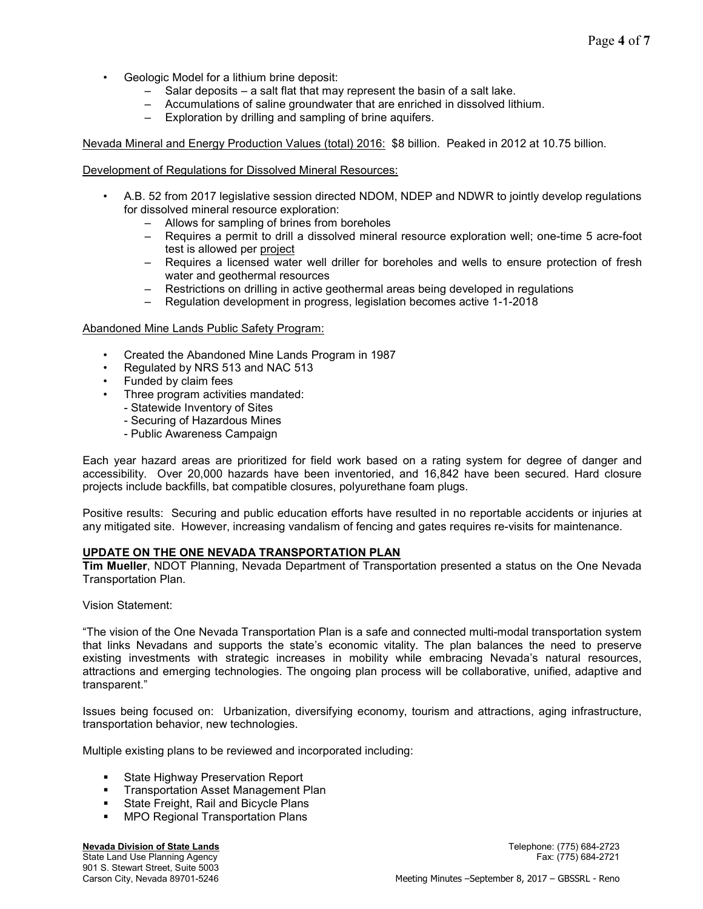- Geologic Model for a lithium brine deposit:
  - Salar deposits – a salt flat that may represent the basin of a salt lake.
  - Accumulations of saline groundwater that are enriched in dissolved lithium.
  - Exploration by drilling and sampling of brine aquifers.

<u>Nevada Mineral and Energy Production Values (total) 2016:</u> $8 billion. Peaked in 2012 at 10.75 billion.

<u>Development of Regulations for Dissolved Mineral Resources:</u>

- A.B. 52 from 2017 legislative session directed NDOM, NDEP and NDWR to jointly develop regulations for dissolved mineral resource exploration:
  - Allows for sampling of brines from boreholes
  - Requires a permit to drill a dissolved mineral resource exploration well; one-time 5 acre-foot test is allowed per <u>project</u>
  - Requires a licensed water well driller for boreholes and wells to ensure protection of fresh water and geothermal resources
  - Restrictions on drilling in active geothermal areas being developed in regulations
  - Regulation development in progress, legislation becomes active 1-1-2018

<u>Abandoned Mine Lands Public Safety Program:</u>

- Created the Abandoned Mine Lands Program in 1987
- Regulated by NRS 513 and NAC 513
- Funded by claim fees
- Three program activities mandated:
  - Statewide Inventory of Sites
  - Securing of Hazardous Mines
  - Public Awareness Campaign

Each year hazard areas are prioritized for field work based on a rating system for degree of danger and accessibility. Over 20,000 hazards have been inventoried, and 16,842 have been secured. Hard closure projects include backfills, bat compatible closures, polyurethane foam plugs.

Positive results: Securing and public education efforts have resulted in no reportable accidents or injuries at any mitigated site. However, increasing vandalism of fencing and gates requires re-visits for maintenance.

## UPDATE ON THE ONE NEVADA TRANSPORTATION PLAN

**Tim Mueller**, NDOT Planning, Nevada Department of Transportation presented a status on the One Nevada Transportation Plan.

Vision Statement:

"The vision of the One Nevada Transportation Plan is a safe and connected multi-modal transportation system that links Nevadans and supports the state's economic vitality. The plan balances the need to preserve existing investments with strategic increases in mobility while embracing Nevada's natural resources, attractions and emerging technologies. The ongoing plan process will be collaborative, unified, adaptive and transparent."

Issues being focused on: Urbanization, diversifying economy, tourism and attractions, aging infrastructure, transportation behavior, new technologies.

Multiple existing plans to be reviewed and incorporated including:

- State Highway Preservation Report
- Transportation Asset Management Plan
- State Freight, Rail and Bicycle Plans
- MPO Regional Transportation Plans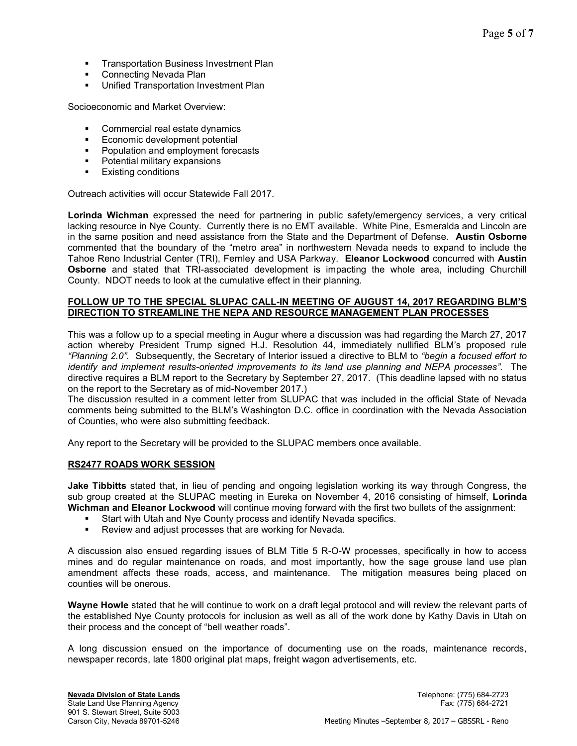- Transportation Business Investment Plan
- Connecting Nevada Plan
- Unified Transportation Investment Plan

Socioeconomic and Market Overview:

- Commercial real estate dynamics
- Economic development potential
- Population and employment forecasts
- Potential military expansions
- Existing conditions

Outreach activities will occur Statewide Fall 2017.

**Lorinda Wichman** expressed the need for partnering in public safety/emergency services, a very critical lacking resource in Nye County. Currently there is no EMT available. White Pine, Esmeralda and Lincoln are in the same position and need assistance from the State and the Department of Defense. **Austin Osborne** commented that the boundary of the "metro area" in northwestern Nevada needs to expand to include the Tahoe Reno Industrial Center (TRI), Fernley and USA Parkway. **Eleanor Lockwood** concurred with **Austin Osborne** and stated that TRI-associated development is impacting the whole area, including Churchill County. NDOT needs to look at the cumulative effect in their planning.

**FOLLOW UP TO THE SPECIAL SLUPAC CALL-IN MEETING OF AUGUST 14, 2017 REGARDING BLM'S DIRECTION TO STREAMLINE THE NEPA AND RESOURCE MANAGEMENT PLAN PROCESSES**

This was a follow up to a special meeting in Augur where a discussion was had regarding the March 27, 2017 action whereby President Trump signed H.J. Resolution 44, immediately nullified BLM's proposed rule *"Planning 2.0"*. Subsequently, the Secretary of Interior issued a directive to BLM to *"begin a focused effort to identify and implement results-oriented improvements to its land use planning and NEPA processes"*. The directive requires a BLM report to the Secretary by September 27, 2017. (This deadline lapsed with no status on the report to the Secretary as of mid-November 2017.)

The discussion resulted in a comment letter from SLUPAC that was included in the official State of Nevada comments being submitted to the BLM's Washington D.C. office in coordination with the Nevada Association of Counties, who were also submitting feedback.

Any report to the Secretary will be provided to the SLUPAC members once available.

**RS2477 ROADS WORK SESSION**

**Jake Tibbitts** stated that, in lieu of pending and ongoing legislation working its way through Congress, the sub group created at the SLUPAC meeting in Eureka on November 4, 2016 consisting of himself, **Lorinda Wichman and Eleanor Lockwood** will continue moving forward with the first two bullets of the assignment:

- Start with Utah and Nye County process and identify Nevada specifics.
- Review and adjust processes that are working for Nevada.

A discussion also ensued regarding issues of BLM Title 5 R-O-W processes, specifically in how to access mines and do regular maintenance on roads, and most importantly, how the sage grouse land use plan amendment affects these roads, access, and maintenance. The mitigation measures being placed on counties will be onerous.

**Wayne Howle** stated that he will continue to work on a draft legal protocol and will review the relevant parts of the established Nye County protocols for inclusion as well as all of the work done by Kathy Davis in Utah on their process and the concept of "bell weather roads".

A long discussion ensued on the importance of documenting use on the roads, maintenance records, newspaper records, late 1800 original plat maps, freight wagon advertisements, etc.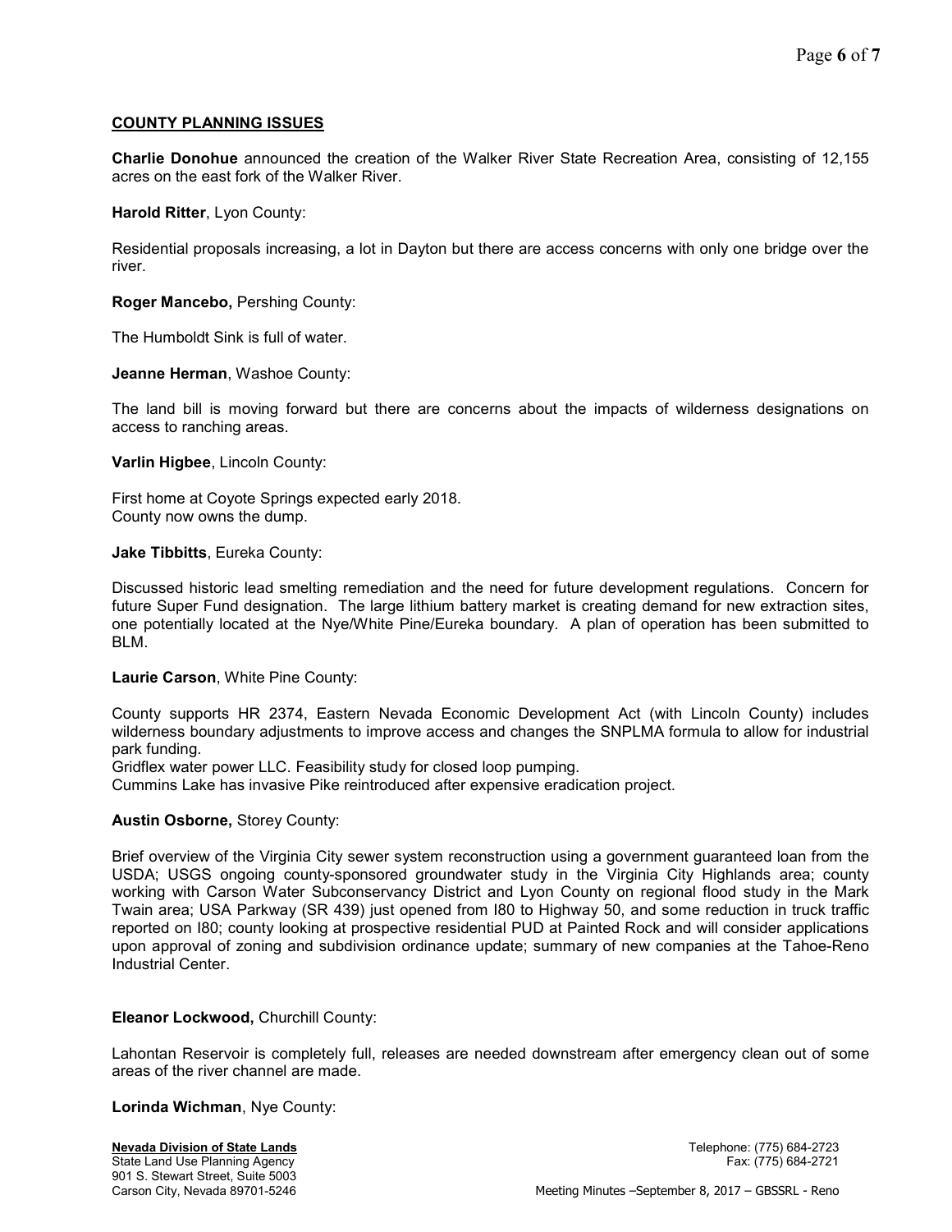**COUNTY PLANNING ISSUES**

**Charlie Donohue** announced the creation of the Walker River State Recreation Area, consisting of 12,155 acres on the east fork of the Walker River.

**Harold Ritter**, Lyon County:

Residential proposals increasing, a lot in Dayton but there are access concerns with only one bridge over the river.

**Roger Mancebo,** Pershing County:

The Humboldt Sink is full of water.

**Jeanne Herman**, Washoe County:

The land bill is moving forward but there are concerns about the impacts of wilderness designations on access to ranching areas.

**Varlin Higbee**, Lincoln County:

First home at Coyote Springs expected early 2018.
County now owns the dump.

**Jake Tibbitts**, Eureka County:

Discussed historic lead smelting remediation and the need for future development regulations. Concern for future Super Fund designation. The large lithium battery market is creating demand for new extraction sites, one potentially located at the Nye/White Pine/Eureka boundary. A plan of operation has been submitted to BLM.

**Laurie Carson**, White Pine County:

County supports HR 2374, Eastern Nevada Economic Development Act (with Lincoln County) includes wilderness boundary adjustments to improve access and changes the SNPLMA formula to allow for industrial park funding.
Gridflex water power LLC. Feasibility study for closed loop pumping.
Cummins Lake has invasive Pike reintroduced after expensive eradication project.

**Austin Osborne,** Storey County:

Brief overview of the Virginia City sewer system reconstruction using a government guaranteed loan from the USDA; USGS ongoing county-sponsored groundwater study in the Virginia City Highlands area; county working with Carson Water Subconservancy District and Lyon County on regional flood study in the Mark Twain area; USA Parkway (SR 439) just opened from I80 to Highway 50, and some reduction in truck traffic reported on I80; county looking at prospective residential PUD at Painted Rock and will consider applications upon approval of zoning and subdivision ordinance update; summary of new companies at the Tahoe-Reno Industrial Center.

**Eleanor Lockwood,** Churchill County:

Lahontan Reservoir is completely full, releases are needed downstream after emergency clean out of some areas of the river channel are made.

**Lorinda Wichman**, Nye County: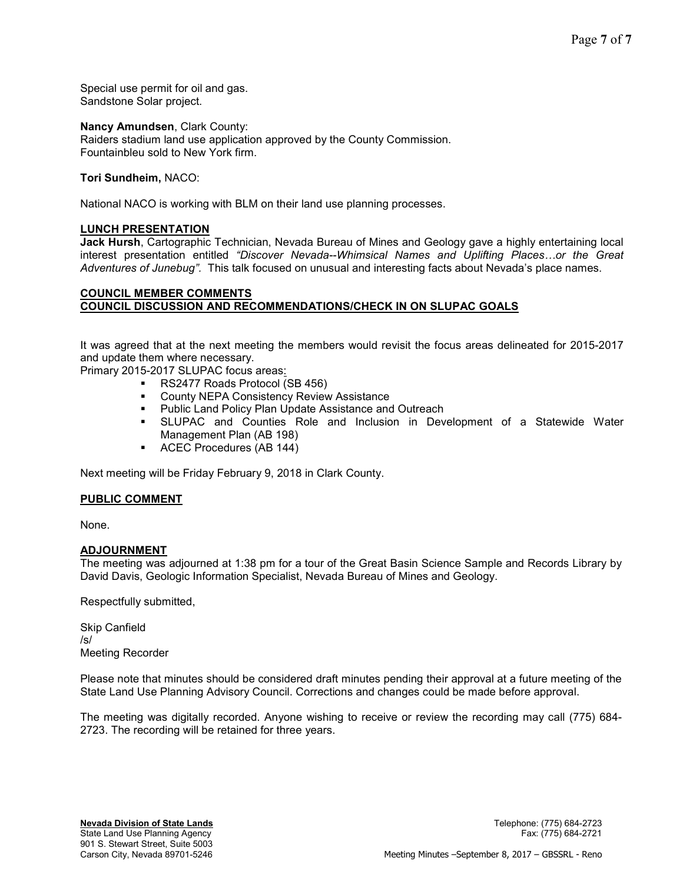Special use permit for oil and gas.
Sandstone Solar project.

**Nancy Amundsen**, Clark County:
Raiders stadium land use application approved by the County Commission.
Fountainbleu sold to New York firm.

**Tori Sundheim,** NACO:

National NACO is working with BLM on their land use planning processes.

**LUNCH PRESENTATION**

**Jack Hursh**, Cartographic Technician, Nevada Bureau of Mines and Geology gave a highly entertaining local interest presentation entitled *"Discover Nevada--Whimsical Names and Uplifting Places…or the Great Adventures of Junebug"*. This talk focused on unusual and interesting facts about Nevada's place names.

**COUNCIL MEMBER COMMENTS**

**COUNCIL DISCUSSION AND RECOMMENDATIONS/CHECK IN ON SLUPAC GOALS**

It was agreed that at the next meeting the members would revisit the focus areas delineated for 2015-2017 and update them where necessary.

Primary 2015-2017 SLUPAC focus areas:

- RS2477 Roads Protocol (SB 456)
- County NEPA Consistency Review Assistance
- Public Land Policy Plan Update Assistance and Outreach
- SLUPAC and Counties Role and Inclusion in Development of a Statewide Water Management Plan (AB 198)
- ACEC Procedures (AB 144)

Next meeting will be Friday February 9, 2018 in Clark County.

**PUBLIC COMMENT**

None.

**ADJOURNMENT**

The meeting was adjourned at 1:38 pm for a tour of the Great Basin Science Sample and Records Library by David Davis, Geologic Information Specialist, Nevada Bureau of Mines and Geology.

Respectfully submitted,

Skip Canfield
/s/
Meeting Recorder

Please note that minutes should be considered draft minutes pending their approval at a future meeting of the State Land Use Planning Advisory Council. Corrections and changes could be made before approval.

The meeting was digitally recorded. Anyone wishing to receive or review the recording may call (775) 684-2723. The recording will be retained for three years.